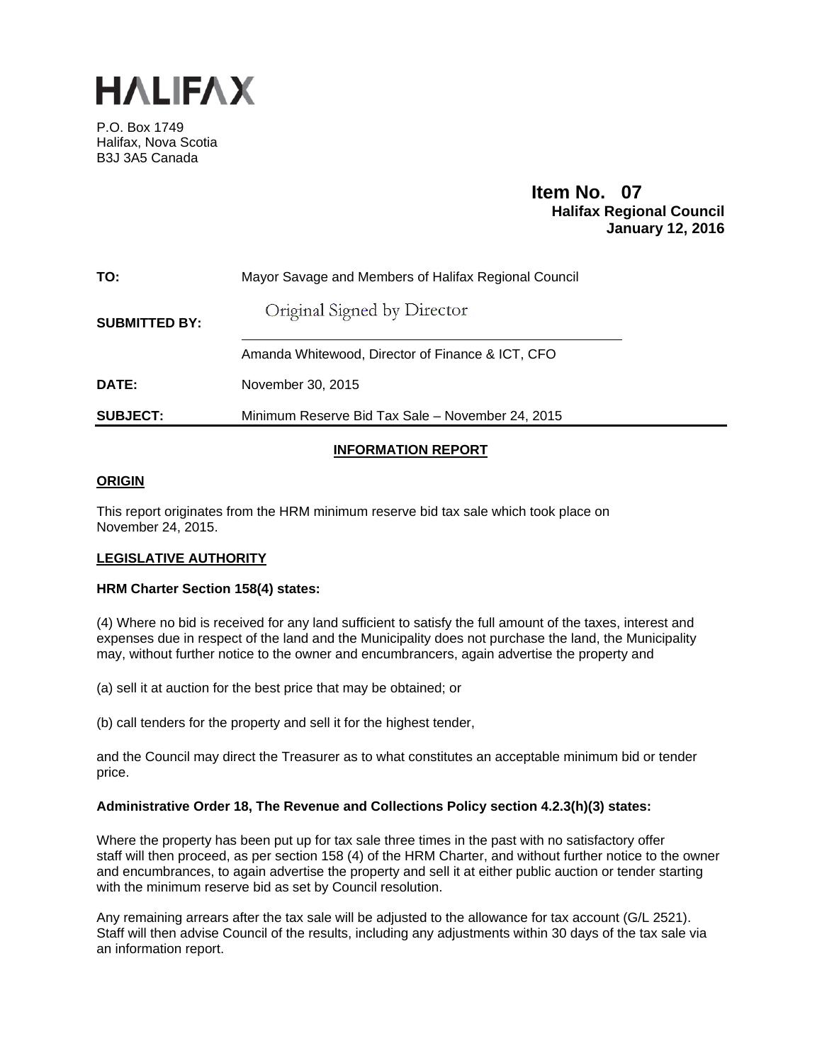# HALIFAX

P.O. Box 1749
Halifax, Nova Scotia
B3J 3A5 Canada

**Item No. 07**
**Halifax Regional Council**
**January 12, 2016**

| | |
|---|---|
| **TO:** | Mayor Savage and Members of Halifax Regional Council |
| **SUBMITTED BY:** | Original Signed by Director<br>Amanda Whitewood, Director of Finance & ICT, CFO |
| **DATE:** | November 30, 2015 |
| **SUBJECT:** | Minimum Reserve Bid Tax Sale – November 24, 2015 |

## INFORMATION REPORT

### ORIGIN

This report originates from the HRM minimum reserve bid tax sale which took place on November 24, 2015.

### LEGISLATIVE AUTHORITY

**HRM Charter Section 158(4) states:**

(4) Where no bid is received for any land sufficient to satisfy the full amount of the taxes, interest and expenses due in respect of the land and the Municipality does not purchase the land, the Municipality may, without further notice to the owner and encumbrancers, again advertise the property and

(a) sell it at auction for the best price that may be obtained; or

(b) call tenders for the property and sell it for the highest tender,

and the Council may direct the Treasurer as to what constitutes an acceptable minimum bid or tender price.

**Administrative Order 18, The Revenue and Collections Policy section 4.2.3(h)(3) states:**

Where the property has been put up for tax sale three times in the past with no satisfactory offer staff will then proceed, as per section 158 (4) of the HRM Charter, and without further notice to the owner and encumbrances, to again advertise the property and sell it at either public auction or tender starting with the minimum reserve bid as set by Council resolution.

Any remaining arrears after the tax sale will be adjusted to the allowance for tax account (G/L 2521). Staff will then advise Council of the results, including any adjustments within 30 days of the tax sale via an information report.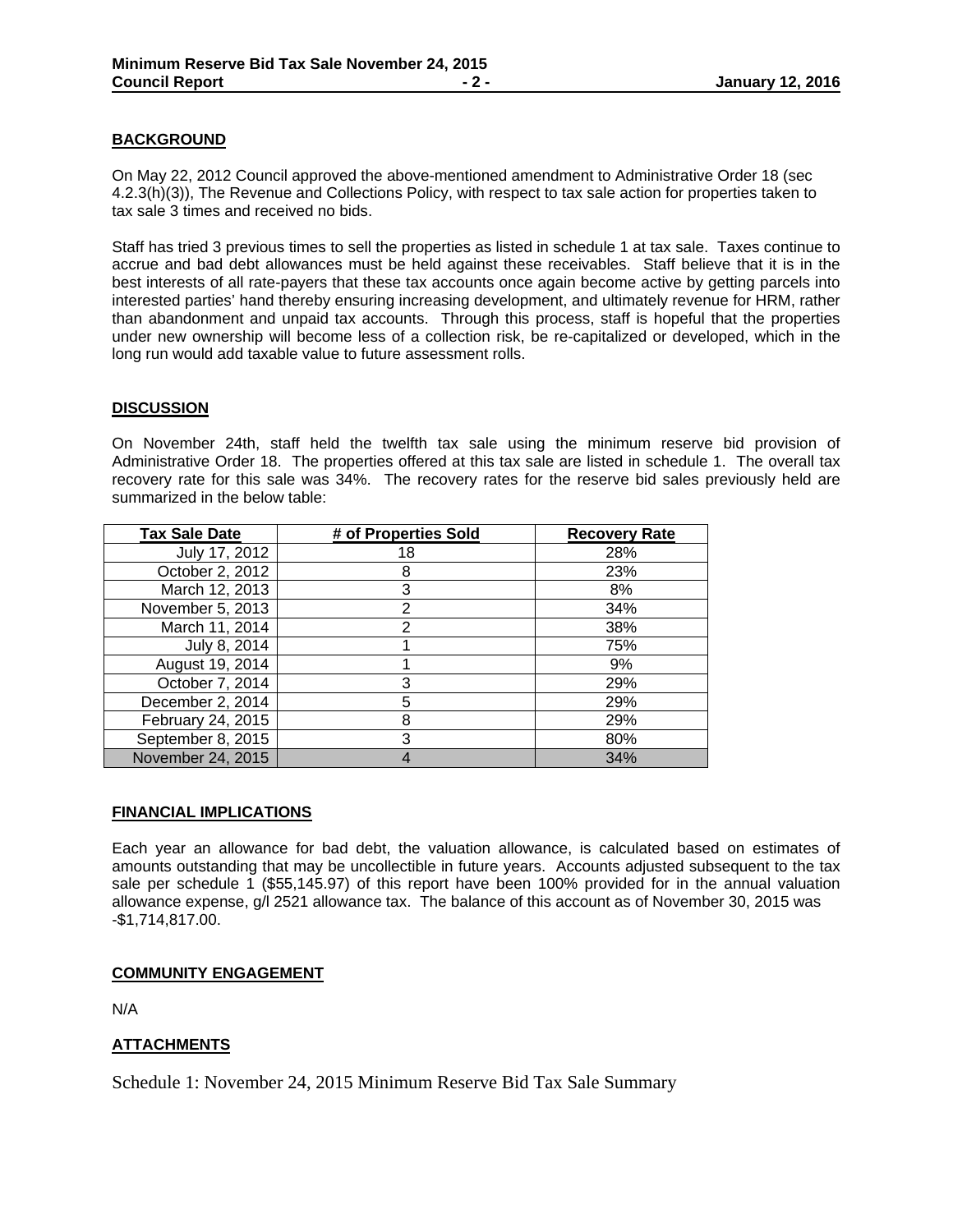## BACKGROUND

On May 22, 2012 Council approved the above-mentioned amendment to Administrative Order 18 (sec 4.2.3(h)(3)), The Revenue and Collections Policy, with respect to tax sale action for properties taken to tax sale 3 times and received no bids.

Staff has tried 3 previous times to sell the properties as listed in schedule 1 at tax sale. Taxes continue to accrue and bad debt allowances must be held against these receivables. Staff believe that it is in the best interests of all rate-payers that these tax accounts once again become active by getting parcels into interested parties' hand thereby ensuring increasing development, and ultimately revenue for HRM, rather than abandonment and unpaid tax accounts. Through this process, staff is hopeful that the properties under new ownership will become less of a collection risk, be re-capitalized or developed, which in the long run would add taxable value to future assessment rolls.

## DISCUSSION

On November 24th, staff held the twelfth tax sale using the minimum reserve bid provision of Administrative Order 18. The properties offered at this tax sale are listed in schedule 1. The overall tax recovery rate for this sale was 34%. The recovery rates for the reserve bid sales previously held are summarized in the below table:

| Tax Sale Date | # of Properties Sold | Recovery Rate |
|---|---|---|
| July 17, 2012 | 18 | 28% |
| October 2, 2012 | 8 | 23% |
| March 12, 2013 | 3 | 8% |
| November 5, 2013 | 2 | 34% |
| March 11, 2014 | 2 | 38% |
| July 8, 2014 | 1 | 75% |
| August 19, 2014 | 1 | 9% |
| October 7, 2014 | 3 | 29% |
| December 2, 2014 | 5 | 29% |
| February 24, 2015 | 8 | 29% |
| September 8, 2015 | 3 | 80% |
| November 24, 2015 | 4 | 34% |

## FINANCIAL IMPLICATIONS

Each year an allowance for bad debt, the valuation allowance, is calculated based on estimates of amounts outstanding that may be uncollectible in future years. Accounts adjusted subsequent to the tax sale per schedule 1 ($55,145.97) of this report have been 100% provided for in the annual valuation allowance expense, g/l 2521 allowance tax. The balance of this account as of November 30, 2015 was -$1,714,817.00.

## COMMUNITY ENGAGEMENT

N/A

## ATTACHMENTS

Schedule 1: November 24, 2015 Minimum Reserve Bid Tax Sale Summary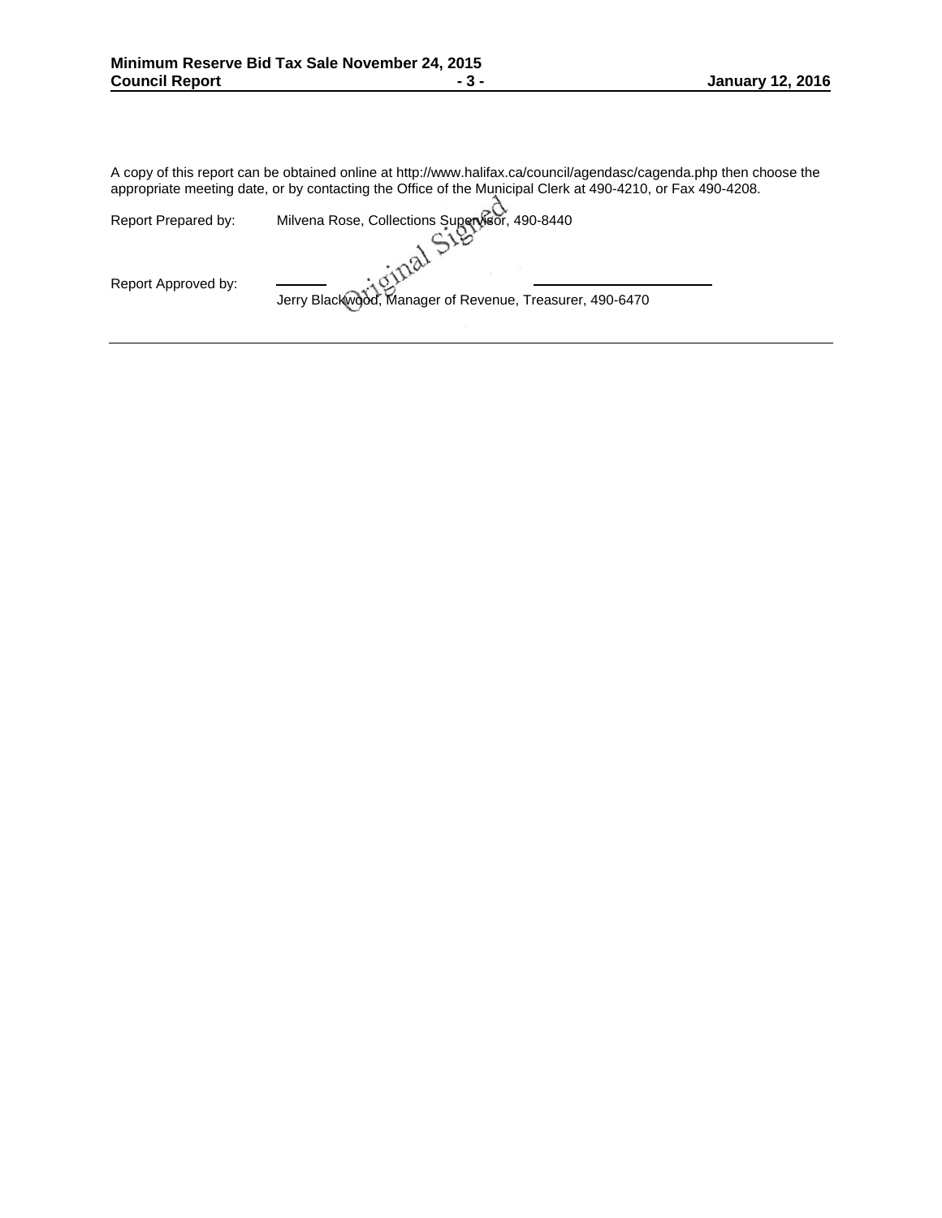A copy of this report can be obtained online at http://www.halifax.ca/council/agendasc/cagenda.php then choose the appropriate meeting date, or by contacting the Office of the Municipal Clerk at 490-4210, or Fax 490-4208.

Report Prepared by: Milvena Rose, Collections Supervisor, 490-8440

Original Signed

Report Approved by: Jerry Blackwood, Manager of Revenue, Treasurer, 490-6470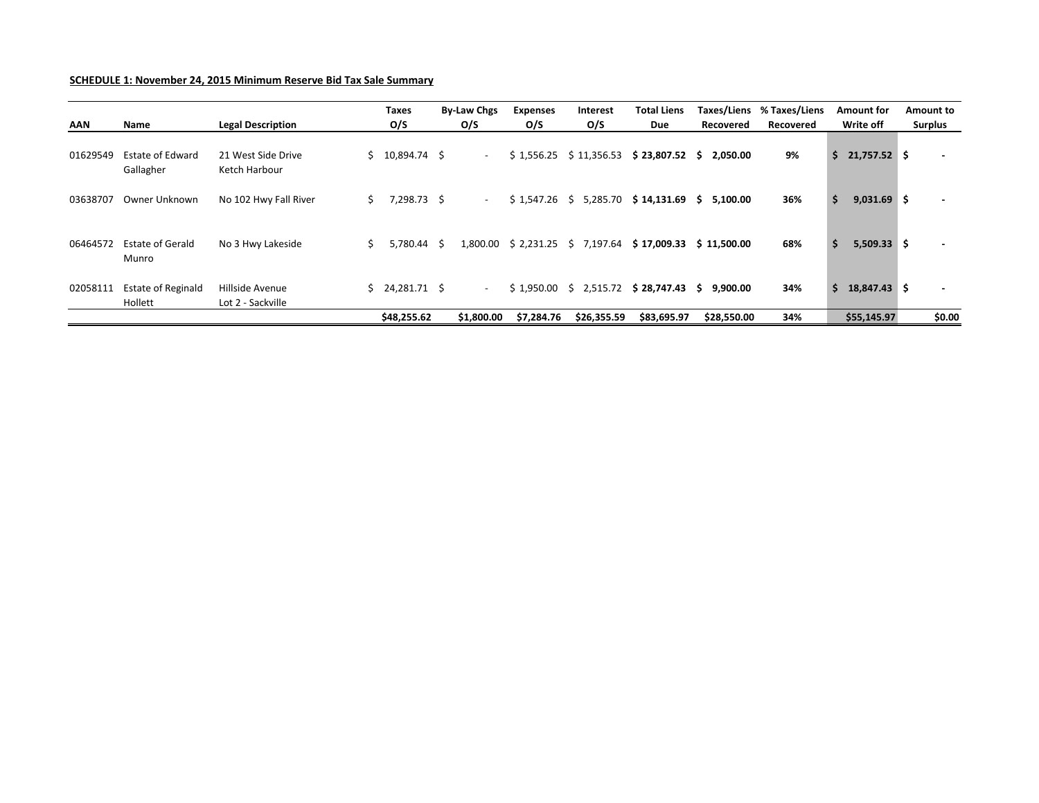**SCHEDULE 1: November 24, 2015 Minimum Reserve Bid Tax Sale Summary**

| AAN | Name | Legal Description | Taxes O/S | By-Law Chgs O/S | Expenses O/S | Interest O/S | Total Liens Due | Taxes/Liens Recovered | % Taxes/Liens Recovered | Amount for Write off | Amount to Surplus |
|---|---|---|---|---|---|---|---|---|---|---|---|
| 01629549 | Estate of Edward Gallagher | 21 West Side Drive Ketch Harbour | $ 10,894.74 | $ - | $ 1,556.25 | $ 11,356.53 | **$ 23,807.52** | **$ 2,050.00** | **9%** | **$ 21,757.52** | **$ -** |
| 03638707 | Owner Unknown | No 102 Hwy Fall River | $ 7,298.73 | $ - | $ 1,547.26 | $ 5,285.70 | **$ 14,131.69** | **$ 5,100.00** | **36%** | **$ 9,031.69** | **$ -** |
| 06464572 | Estate of Gerald Munro | No 3 Hwy Lakeside | $ 5,780.44 | $ 1,800.00 | $ 2,231.25 | $ 7,197.64 | **$ 17,009.33** | **$ 11,500.00** | **68%** | **$ 5,509.33** | **$ -** |
| 02058111 | Estate of Reginald Hollett | Hillside Avenue Lot 2 - Sackville | $ 24,281.71 | $ - | $ 1,950.00 | $ 2,515.72 | **$ 28,747.43** | **$ 9,900.00** | **34%** | **$ 18,847.43** | **$ -** |
| | | | **$48,255.62** | **$1,800.00** | **$7,284.76** | **$26,355.59** | **$83,695.97** | **$28,550.00** | **34%** | **$55,145.97** | **$0.00** |